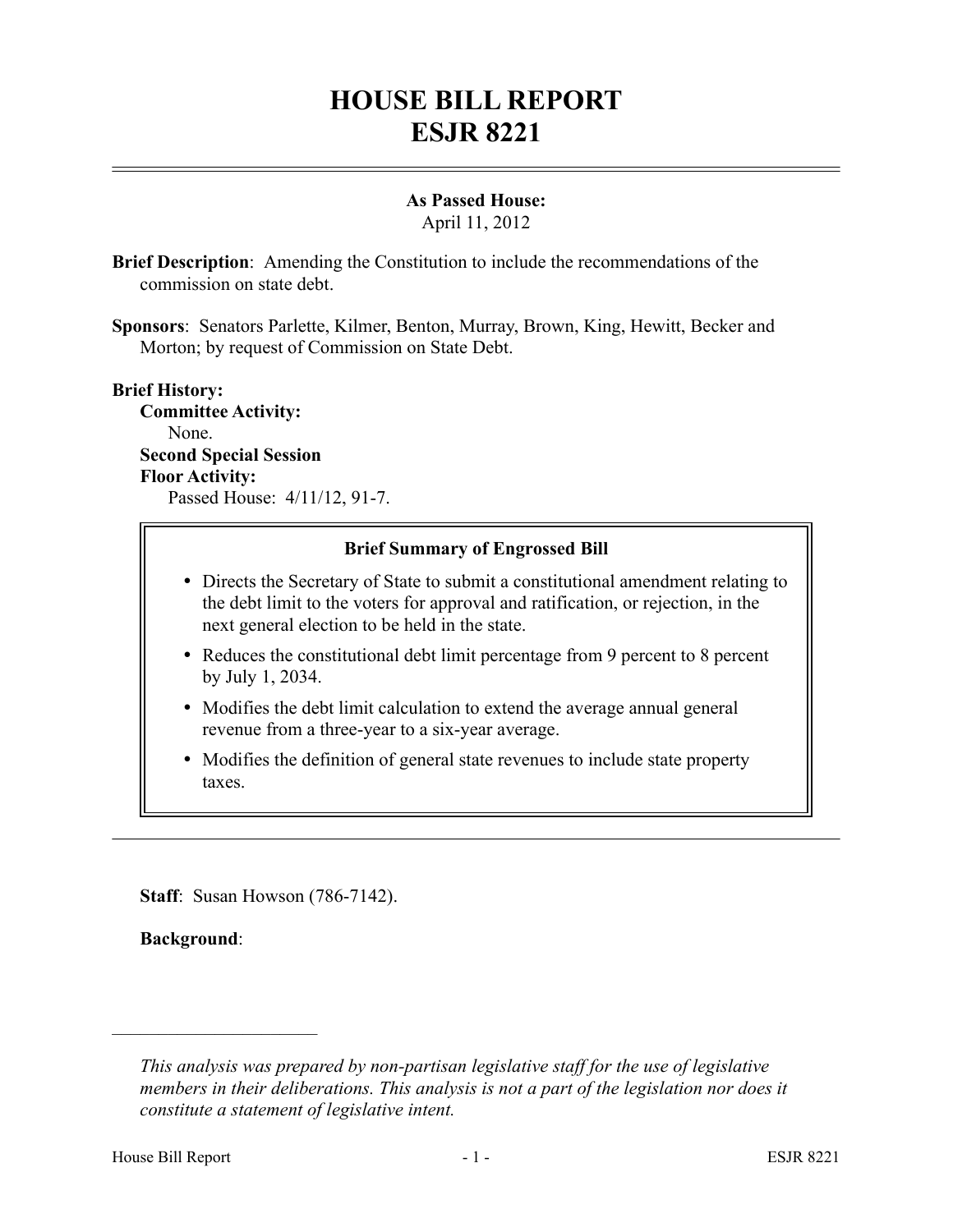# HOUSE BILL REPORT
# ESJR 8221

**As Passed House:**
April 11, 2012

**Brief Description**: Amending the Constitution to include the recommendations of the commission on state debt.

**Sponsors**: Senators Parlette, Kilmer, Benton, Murray, Brown, King, Hewitt, Becker and Morton; by request of Commission on State Debt.

**Brief History:**
**Committee Activity:**
None.
**Second Special Session**
**Floor Activity:**
Passed House: 4/11/12, 91-7.

**Brief Summary of Engrossed Bill**

- Directs the Secretary of State to submit a constitutional amendment relating to the debt limit to the voters for approval and ratification, or rejection, in the next general election to be held in the state.
- Reduces the constitutional debt limit percentage from 9 percent to 8 percent by July 1, 2034.
- Modifies the debt limit calculation to extend the average annual general revenue from a three-year to a six-year average.
- Modifies the definition of general state revenues to include state property taxes.

**Staff**: Susan Howson (786-7142).

**Background**:

*This analysis was prepared by non-partisan legislative staff for the use of legislative members in their deliberations. This analysis is not a part of the legislation nor does it constitute a statement of legislative intent.*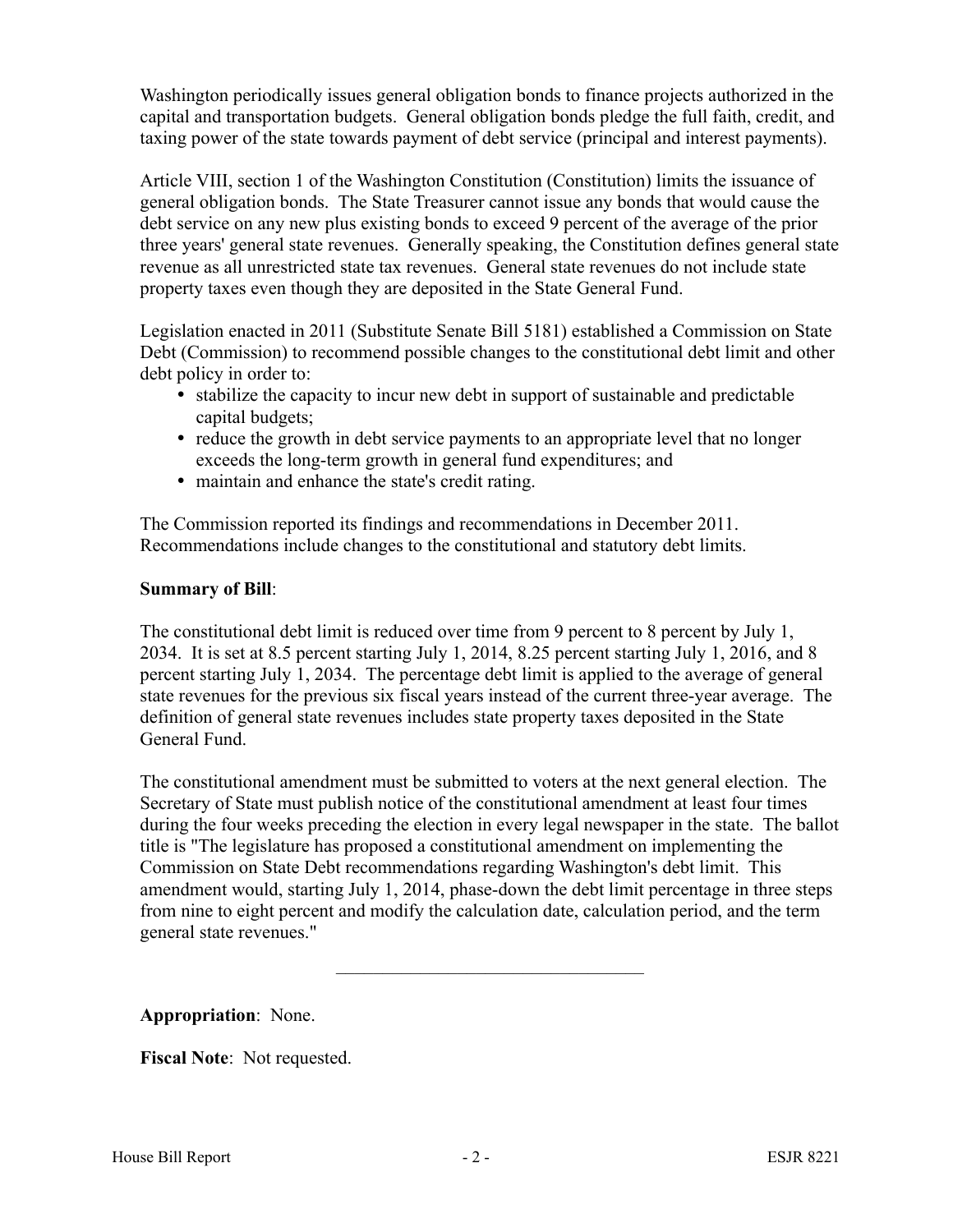Washington periodically issues general obligation bonds to finance projects authorized in the capital and transportation budgets. General obligation bonds pledge the full faith, credit, and taxing power of the state towards payment of debt service (principal and interest payments).

Article VIII, section 1 of the Washington Constitution (Constitution) limits the issuance of general obligation bonds. The State Treasurer cannot issue any bonds that would cause the debt service on any new plus existing bonds to exceed 9 percent of the average of the prior three years' general state revenues. Generally speaking, the Constitution defines general state revenue as all unrestricted state tax revenues. General state revenues do not include state property taxes even though they are deposited in the State General Fund.

Legislation enacted in 2011 (Substitute Senate Bill 5181) established a Commission on State Debt (Commission) to recommend possible changes to the constitutional debt limit and other debt policy in order to:

- stabilize the capacity to incur new debt in support of sustainable and predictable capital budgets;
- reduce the growth in debt service payments to an appropriate level that no longer exceeds the long-term growth in general fund expenditures; and
- maintain and enhance the state's credit rating.

The Commission reported its findings and recommendations in December 2011. Recommendations include changes to the constitutional and statutory debt limits.

**Summary of Bill**:

The constitutional debt limit is reduced over time from 9 percent to 8 percent by July 1, 2034. It is set at 8.5 percent starting July 1, 2014, 8.25 percent starting July 1, 2016, and 8 percent starting July 1, 2034. The percentage debt limit is applied to the average of general state revenues for the previous six fiscal years instead of the current three-year average. The definition of general state revenues includes state property taxes deposited in the State General Fund.

The constitutional amendment must be submitted to voters at the next general election. The Secretary of State must publish notice of the constitutional amendment at least four times during the four weeks preceding the election in every legal newspaper in the state. The ballot title is "The legislature has proposed a constitutional amendment on implementing the Commission on State Debt recommendations regarding Washington's debt limit. This amendment would, starting July 1, 2014, phase-down the debt limit percentage in three steps from nine to eight percent and modify the calculation date, calculation period, and the term general state revenues."

---

**Appropriation**: None.

**Fiscal Note**: Not requested.